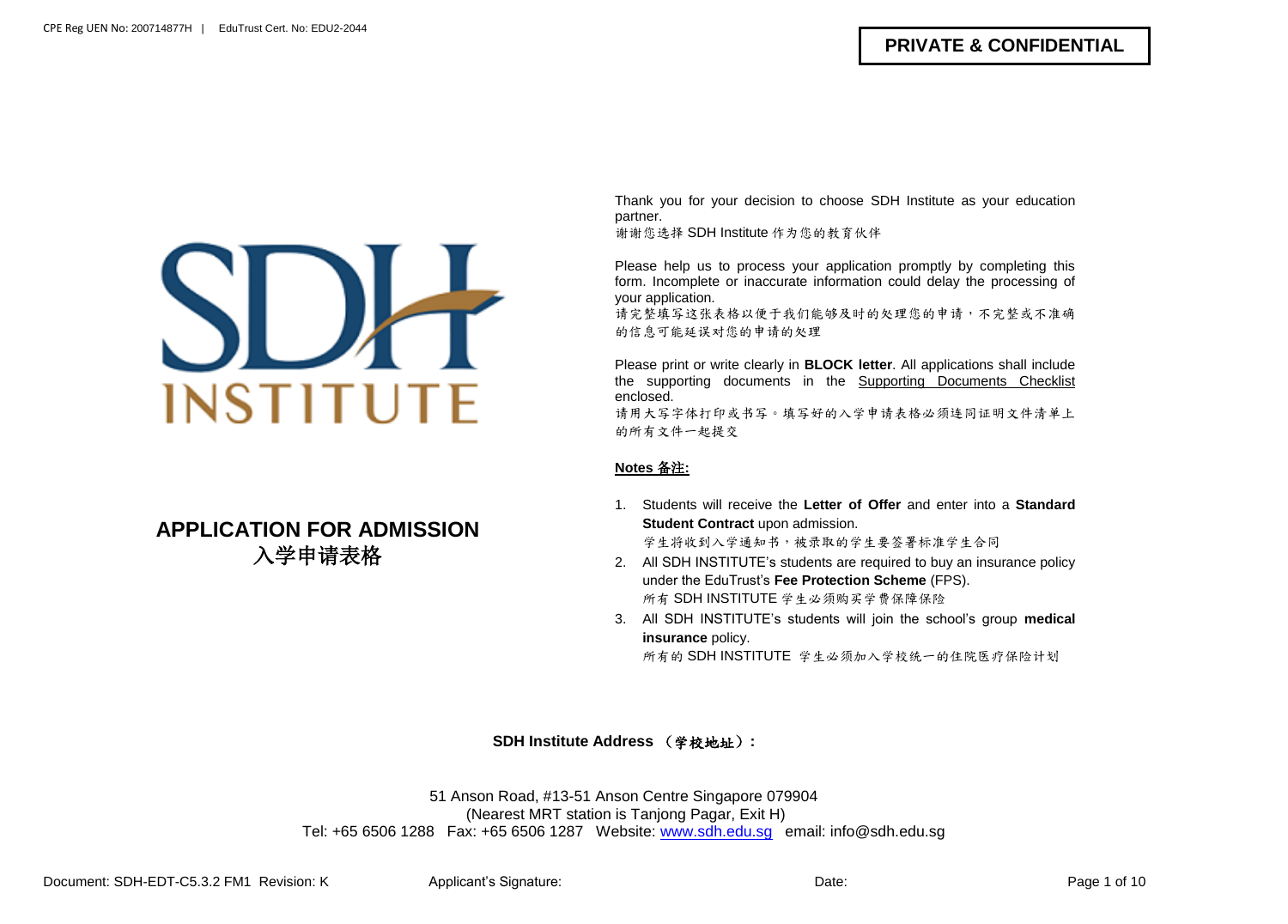CPE Reg UEN No: 200714877H | EduTrust Cert. No: EDU2-2044

**PRIVATE & CONFIDENTIAL**

SDH INSTITUTE

# APPLICATION FOR ADMISSION
# 入学申请表格

Thank you for your decision to choose SDH Institute as your education partner.
谢谢您选择 SDH Institute 作为您的教育伙伴

Please help us to process your application promptly by completing this form. Incomplete or inaccurate information could delay the processing of your application.
请完整填写这张表格以便于我们能够及时的处理您的申请，不完整或不准确的信息可能延误对您的申请的处理

Please print or write clearly in **BLOCK letter**. All applications shall include the supporting documents in the Supporting Documents Checklist enclosed.
请用大写字体打印或书写。填写好的入学申请表格必须连同证明文件清单上的所有文件一起提交

**Notes 备注:**

1. Students will receive the **Letter of Offer** and enter into a **Standard Student Contract** upon admission.
   学生将收到入学通知书，被录取的学生要签署标准学生合同
2. All SDH INSTITUTE's students are required to buy an insurance policy under the EduTrust's **Fee Protection Scheme** (FPS).
   所有 SDH INSTITUTE 学生必须购买学费保障保险
3. All SDH INSTITUTE's students will join the school's group **medical insurance** policy.
   所有的 SDH INSTITUTE 学生必须加入学校统一的住院医疗保险计划

**SDH Institute Address （学校地址）:**

51 Anson Road, #13-51 Anson Centre Singapore 079904
(Nearest MRT station is Tanjong Pagar, Exit H)
Tel: +65 6506 1288 Fax: +65 6506 1287 Website: www.sdh.edu.sg email: info@sdh.edu.sg

Document: SDH-EDT-C5.3.2 FM1 Revision: K | Applicant's Signature: | Date: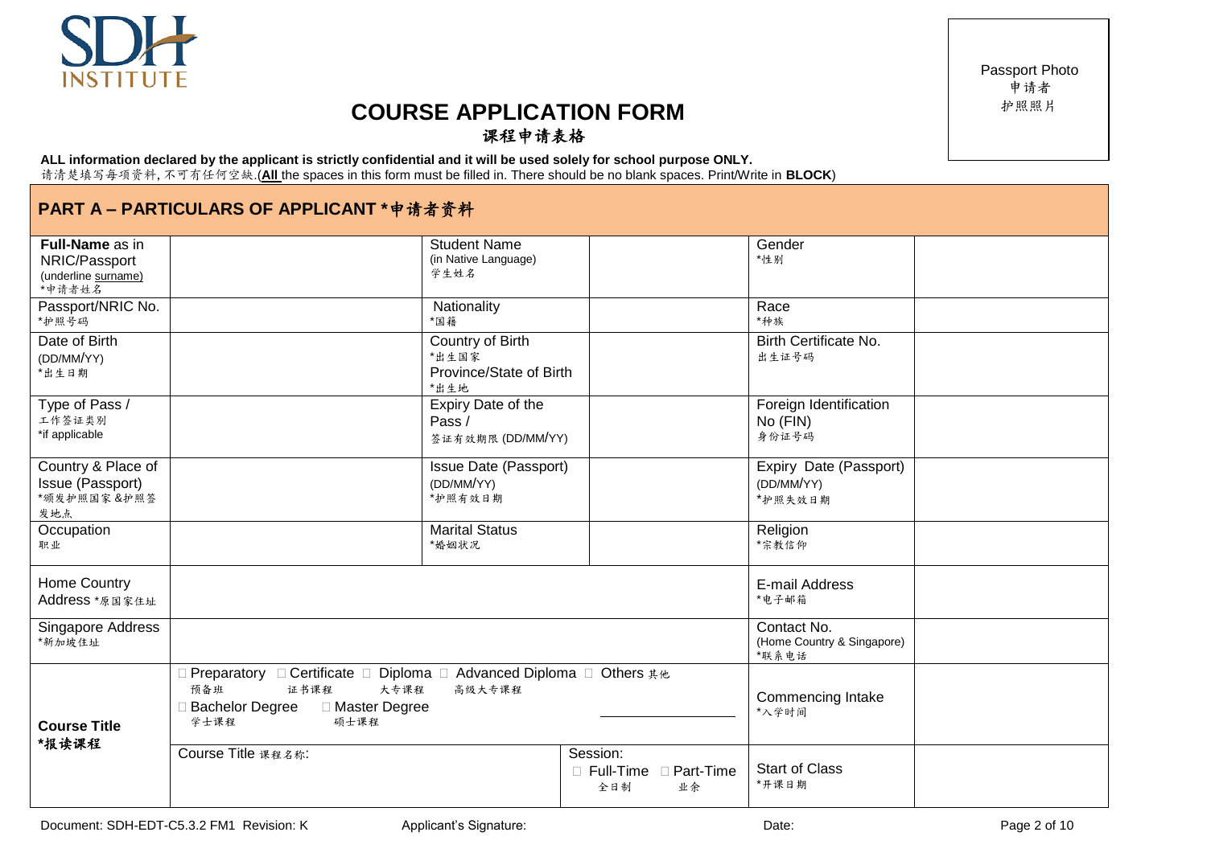SDH INSTITUTE

Passport Photo
申请者
护照照片

# COURSE APPLICATION FORM
## 课程申请表格

**ALL information declared by the applicant is strictly confidential and it will be used solely for school purpose ONLY.**
请清楚填写每项资料，不可有任何空缺.(**All** the spaces in this form must be filled in. There should be no blank spaces. Print/Write in **BLOCK**)

## PART A – PARTICULARS OF APPLICANT *申请者资料

| | | | | | |
|---|---|---|---|---|---|
| **Full-Name** as in NRIC/Passport (underline surname) *申请者姓名 | | Student Name (in Native Language) 学生姓名 | | Gender *性别 | |
| Passport/NRIC No. *护照号码 | | Nationality *国籍 | | Race *种族 | |
| Date of Birth (DD/MM/YY) *出生日期 | | Country of Birth *出生国家 Province/State of Birth *出生地 | | Birth Certificate No. 出生证号码 | |
| Type of Pass / 工作签证类别 *if applicable | | Expiry Date of the Pass / 签证有效期限 (DD/MM/YY) | | Foreign Identification No (FIN) 身份证号码 | |
| Country & Place of Issue (Passport) *颁发护照国家 &护照签发地点 | | Issue Date (Passport) (DD/MM/YY) *护照有效日期 | | Expiry Date (Passport) (DD/MM/YY) *护照失效日期 | |
| Occupation 职业 | | Marital Status *婚姻状况 | | Religion *宗教信仰 | |
| Home Country Address *原国家住址 | | | | E-mail Address *电子邮箱 | |
| Singapore Address *新加坡住址 | | | | Contact No. (Home Country & Singapore) *联系电话 | |
| **Course Title *报读课程** | ☐ Preparatory 预备班 ☐ Certificate 证书课程 ☐ Diploma 大专课程 ☐ Advanced Diploma 高级大专课程 ☐ Others 其他 ________ ☐ Bachelor Degree 学士课程 ☐ Master Degree 硕士课程 | | | Commencing Intake *入学时间 | |
| | Course Title 课程名称: | | Session: ☐ Full-Time 全日制 ☐ Part-Time 业余 | Start of Class *开课日期 | |

Document: SDH-EDT-C5.3.2 FM1 Revision: K    Applicant's Signature:    Date: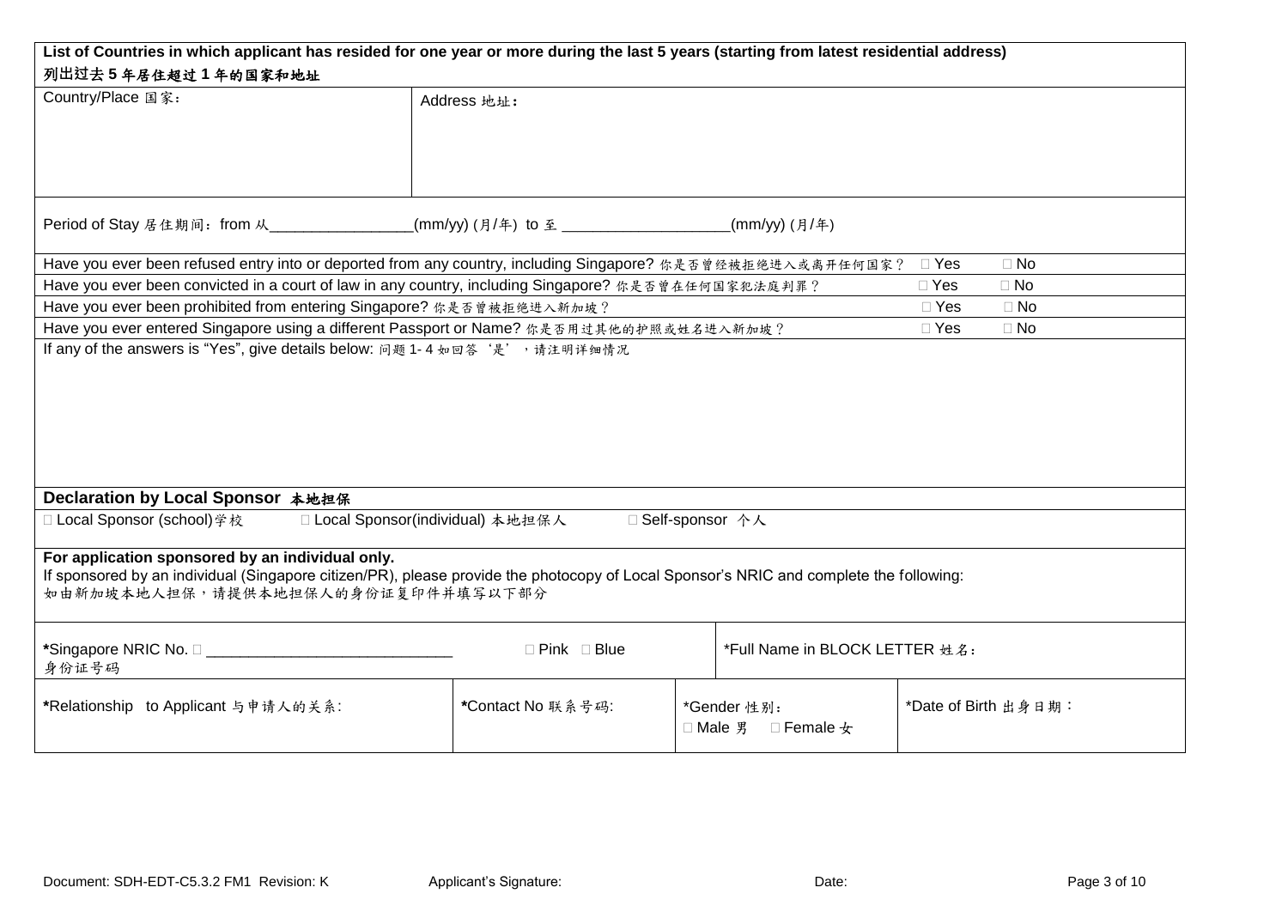**List of Countries in which applicant has resided for one year or more during the last 5 years (starting from latest residential address)**

**列出过去 5 年居住超过 1 年的国家和地址**

| Country/Place 国家: | Address 地址: |
|---|---|
| | |

Period of Stay 居住期间：from 从_________________(mm/yy) (月/年) to 至 ____________________(mm/yy) (月/年)

| | | |
|---|---|---|
| Have you ever been refused entry into or deported from any country, including Singapore? 你是否曾经被拒绝进入或离开任何国家？ | ☐ Yes | ☐ No |
| Have you ever been convicted in a court of law in any country, including Singapore? 你是否曾在任何国家犯法庭判罪？ | ☐ Yes | ☐ No |
| Have you ever been prohibited from entering Singapore? 你是否曾被拒绝进入新加坡？ | ☐ Yes | ☐ No |
| Have you ever entered Singapore using a different Passport or Name? 你是否用过其他的护照或姓名进入新加坡？ | ☐ Yes | ☐ No |

If any of the answers is "Yes", give details below: 问题 1- 4 如回答 '是' ，请注明详细情况

**Declaration by Local Sponsor 本地担保**

☐ Local Sponsor (school)学校 ☐ Local Sponsor(individual) 本地担保人 ☐ Self-sponsor 个人

**For application sponsored by an individual only.**

If sponsored by an individual (Singapore citizen/PR), please provide the photocopy of Local Sponsor's NRIC and complete the following:

如由新加坡本地人担保，请提供本地担保人的身份证复印件并填写以下部分

| *Singapore NRIC No. ☐ _____________________________ 身份证号码 | ☐ Pink ☐ Blue | *Full Name in BLOCK LETTER 姓名: | |
|---|---|---|---|
| *Relationship to Applicant 与申请人的关系: | *Contact No 联系号码: | *Gender 性别: ☐ Male 男 ☐ Female 女 | *Date of Birth 出身日期： |

Document: SDH-EDT-C5.3.2 FM1 Revision: K Applicant's Signature: Date: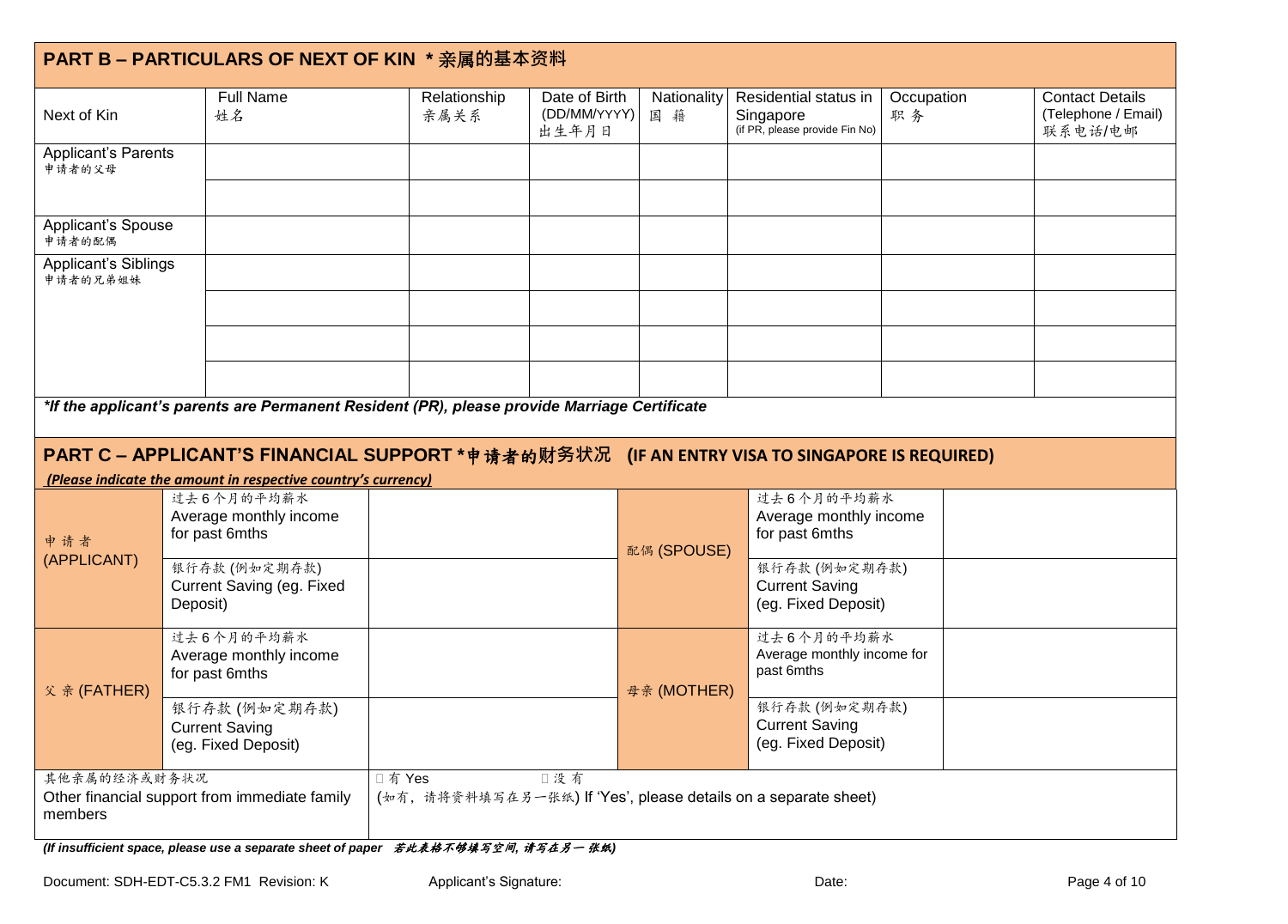## PART B – PARTICULARS OF NEXT OF KIN * 亲属的基本资料

| Next of Kin | Full Name 姓名 | Relationship 亲属关系 | Date of Birth (DD/MM/YYYY) 出生年月日 | Nationality 国 籍 | Residential status in Singapore (if PR, please provide Fin No) | Occupation 职务 | Contact Details (Telephone / Email) 联系电话/电邮 |
|---|---|---|---|---|---|---|---|
| Applicant's Parents 申请者的父母 | | | | | | | |
| | | | | | | | |
| Applicant's Spouse 申请者的配偶 | | | | | | | |
| Applicant's Siblings 申请者的兄弟姐妹 | | | | | | | |
| | | | | | | | |
| | | | | | | | |
| | | | | | | | |

***If the applicant's parents are Permanent Resident (PR), please provide Marriage Certificate**

## PART C – APPLICANT'S FINANCIAL SUPPORT * 申请者的财务状况 (IF AN ENTRY VISA TO SINGAPORE IS REQUIRED)

***(Please indicate the amount in respective country's currency)***

| | | | | | |
|---|---|---|---|---|---|
| 申请者 (APPLICANT) | 过去6个月的平均薪水 Average monthly income for past 6mths | | 配偶 (SPOUSE) | 过去6个月的平均薪水 Average monthly income for past 6mths | |
| | 银行存款 (例如定期存款) Current Saving (eg. Fixed Deposit) | | | 银行存款 (例如定期存款) Current Saving (eg. Fixed Deposit) | |
| 父亲 (FATHER) | 过去6个月的平均薪水 Average monthly income for past 6mths | | 母亲 (MOTHER) | 过去6个月的平均薪水 Average monthly income for past 6mths | |
| | 银行存款 (例如定期存款) Current Saving (eg. Fixed Deposit) | | | 银行存款 (例如定期存款) Current Saving (eg. Fixed Deposit) | |
| 其他亲属的经济或财务状况 Other financial support from immediate family members | ☐ 有 Yes ☐ 没有 (如有，请将资料填写在另一张纸) If 'Yes', please details on a separate sheet) | | | | |

***(If insufficient space, please use a separate sheet of paper 若此表格不够填写空间, 请写在另一张纸)***

Document: SDH-EDT-C5.3.2 FM1 Revision: K Applicant's Signature: Date: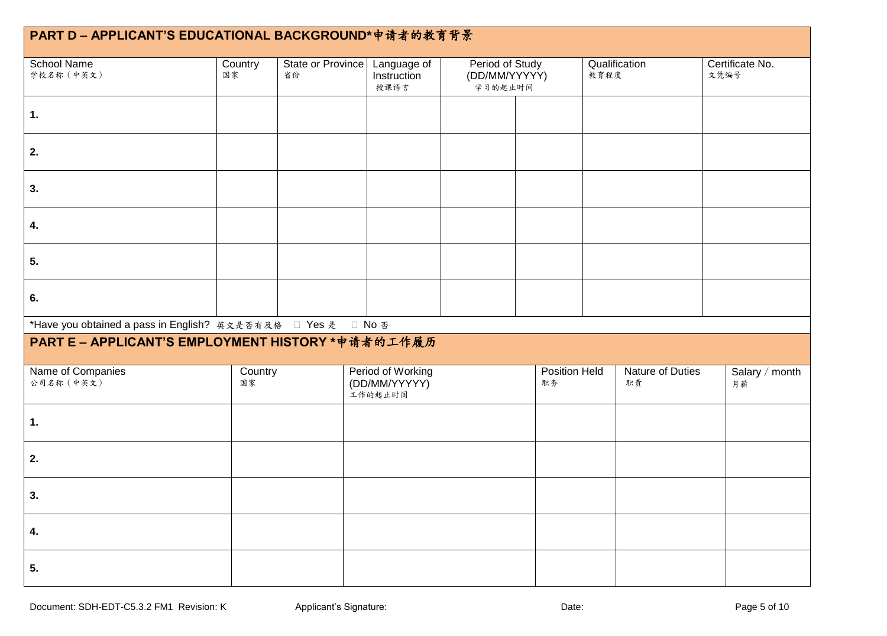## PART D – APPLICANT'S EDUCATIONAL BACKGROUND*申请者的教育背景

| School Name<br>学校名称（中英文） | Country<br>国家 | State or Province<br>省份 | Language of Instruction<br>授课语言 | Period of Study (DD/MM/YYYY)<br>学习的起止时间 | | Qualification<br>教育程度 | Certificate No.<br>文凭编号 |
|---|---|---|---|---|---|---|---|
| 1. | | | | | | | |
| 2. | | | | | | | |
| 3. | | | | | | | |
| 4. | | | | | | | |
| 5. | | | | | | | |
| 6. | | | | | | | |

*Have you obtained a pass in English? 英文是否有及格 □ Yes 是 □ No 否

## PART E – APPLICANT'S EMPLOYMENT HISTORY *申请者的工作履历

| Name of Companies<br>公司名称（中英文） | Country<br>国家 | Period of Working (DD/MM/YYYY)<br>工作的起止时间 | Position Held<br>职务 | Nature of Duties<br>职责 | Salary / month<br>月薪 |
|---|---|---|---|---|---|
| 1. | | | | | |
| 2. | | | | | |
| 3. | | | | | |
| 4. | | | | | |
| 5. | | | | | |

Document: SDH-EDT-C5.3.2 FM1 Revision: K Applicant's Signature: Date: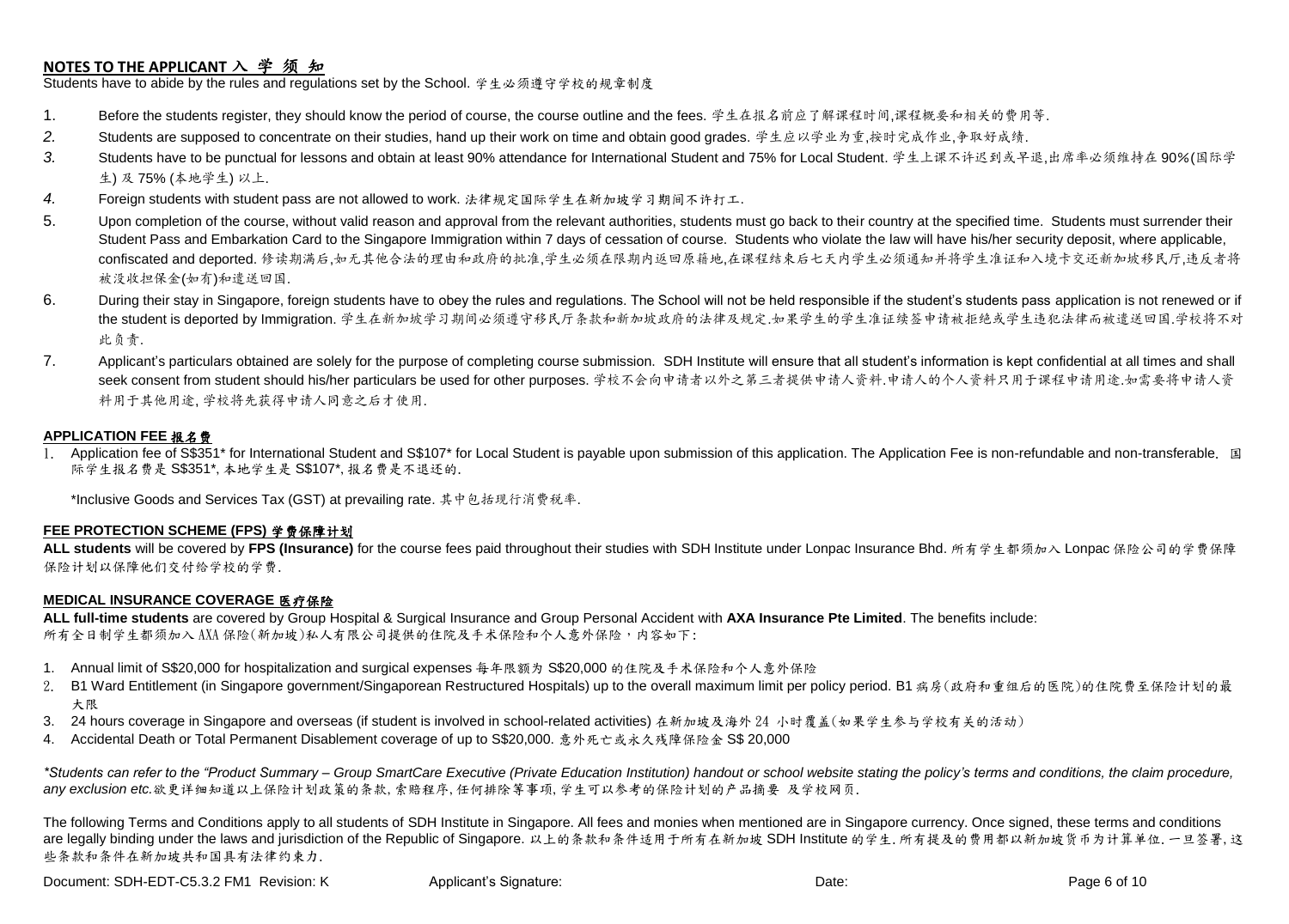## NOTES TO THE APPLICANT 入 学 须 知

Students have to abide by the rules and regulations set by the School. 学生必须遵守学校的规章制度

1. Before the students register, they should know the period of course, the course outline and the fees. 学生在报名前应了解课程时间,课程概要和相关的费用等.
2. Students are supposed to concentrate on their studies, hand up their work on time and obtain good grades. 学生应以学业为重,按时完成作业,争取好成绩.
3. Students have to be punctual for lessons and obtain at least 90% attendance for International Student and 75% for Local Student. 学生上课不许迟到或早退,出席率必须维持在 90%(国际学生) 及 75% (本地学生) 以上.
4. Foreign students with student pass are not allowed to work. 法律规定国际学生在新加坡学习期间不许打工.
5. Upon completion of the course, without valid reason and approval from the relevant authorities, students must go back to their country at the specified time. Students must surrender their Student Pass and Embarkation Card to the Singapore Immigration within 7 days of cessation of course. Students who violate the law will have his/her security deposit, where applicable, confiscated and deported. 修读期满后,如无其他合法的理由和政府的批准,学生必须在限期内返回原籍地,在课程结束后七天内学生必须通知并将学生准证和入境卡交还新加坡移民厅,违反者将被没收担保金(如有)和遣送回国.
6. During their stay in Singapore, foreign students have to obey the rules and regulations. The School will not be held responsible if the student's students pass application is not renewed or if the student is deported by Immigration. 学生在新加坡学习期间必须遵守移民厅条款和新加坡政府的法律及规定.如果学生的学生准证续签申请被拒绝或学生违犯法律而被遣送回国.学校将不对此负责.
7. Applicant's particulars obtained are solely for the purpose of completing course submission. SDH Institute will ensure that all student's information is kept confidential at all times and shall seek consent from student should his/her particulars be used for other purposes. 学校不会向申请者以外之第三者提供申请人资料.申请人的个人资料只用于课程申请用途.如需要将申请人资料用于其他用途, 学校将先获得申请人同意之后才使用.

### APPLICATION FEE 报名费

1. Application fee of S$351* for International Student and S$107* for Local Student is payable upon submission of this application. The Application Fee is non-refundable and non-transferable. 国际学生报名费是 S$351*, 本地学生是 S$107*, 报名费是不退还的.

   *Inclusive Goods and Services Tax (GST) at prevailing rate. 其中包括现行消费税率.

### FEE PROTECTION SCHEME (FPS) 学费保障计划

**ALL students** will be covered by **FPS (Insurance)** for the course fees paid throughout their studies with SDH Institute under Lonpac Insurance Bhd. 所有学生都须加入 Lonpac 保险公司的学费保障保险计划以保障他们交付给学校的学费.

### MEDICAL INSURANCE COVERAGE 医疗保险

**ALL full-time students** are covered by Group Hospital & Surgical Insurance and Group Personal Accident with **AXA Insurance Pte Limited**. The benefits include:
所有全日制学生都须加入 AXA 保险(新加坡)私人有限公司提供的住院及手术保险和个人意外保险，内容如下:

1. Annual limit of S$20,000 for hospitalization and surgical expenses 每年限额为 S$20,000 的住院及手术保险和个人意外保险
2. B1 Ward Entitlement (in Singapore government/Singaporean Restructured Hospitals) up to the overall maximum limit per policy period. B1 病房(政府和重组后的医院)的住院费至保险计划的最大限
3. 24 hours coverage in Singapore and overseas (if student is involved in school-related activities) 在新加坡及海外 24 小时覆盖(如果学生参与学校有关的活动)
4. Accidental Death or Total Permanent Disablement coverage of up to S$20,000. 意外死亡或永久残障保险金 S$ 20,000

*\*Students can refer to the "Product Summary – Group SmartCare Executive (Private Education Institution) handout or school website stating the policy's terms and conditions, the claim procedure, any exclusion etc.* 欲更详细知道以上保险计划政策的条款, 索赔程序, 任何排除等事项, 学生可以参考的保险计划的产品摘要 及学校网页.

The following Terms and Conditions apply to all students of SDH Institute in Singapore. All fees and monies when mentioned are in Singapore currency. Once signed, these terms and conditions are legally binding under the laws and jurisdiction of the Republic of Singapore. 以上的条款和条件适用于所有在新加坡 SDH Institute 的学生. 所有提及的费用都以新加坡货币为计算单位. 一旦签署, 这些条款和条件在新加坡共和国具有法律约束力.

Document: SDH-EDT-C5.3.2 FM1 Revision: K Applicant's Signature: Date: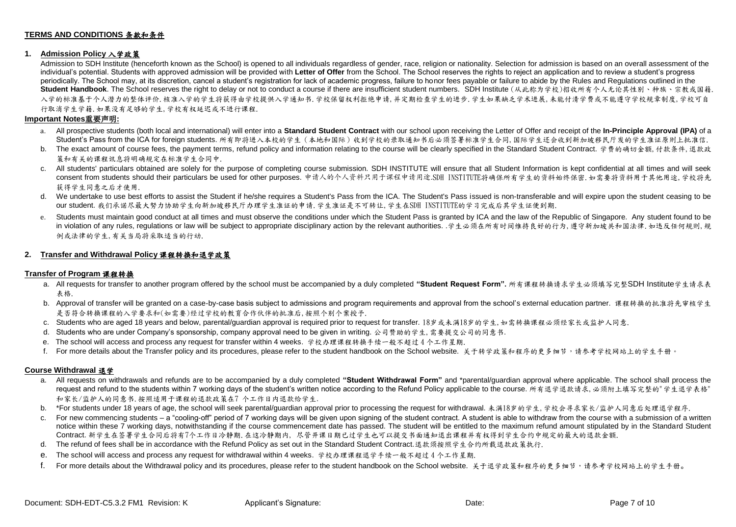## **TERMS AND CONDITIONS 条款和条件**

### **1. Admission Policy 入学政策**

Admission to SDH Institute (henceforth known as the School) is opened to all individuals regardless of gender, race, religion or nationality. Selection for admission is based on an overall assessment of the individual's potential. Students with approved admission will be provided with **Letter of Offer** from the School. The School reserves the rights to reject an application and to review a student's progress periodically. The School may, at its discretion, cancel a student's registration for lack of academic progress, failure to honor fees payable or failure to abide by the Rules and Regulations outlined in the **Student Handbook**. The School reserves the right to delay or not to conduct a course if there are insufficient student numbers. SDH Institute (从此称为学校)招收所有个人无论其性别、种族、宗教或国籍. 入学的标准基于个人潜力的整体评价. 核准入学的学生将获得由学校提供入学通知书. 学校保留权利拒绝申请, 并定期检查学生的进步. 学生如果缺乏学术进展, 未能付清学费或不能遵守学校规章制度, 学校可自行取消学生学籍. 如果没有足够的学生, 学校有权延迟或不进行课程.

**Important Notes重要声明:**

a. All prospective students (both local and international) will enter into a **Standard Student Contract** with our school upon receiving the Letter of Offer and receipt of the **In-Principle Approval (IPA)** of a Student's Pass from the ICA for foreign students. 所有即将进入本校的学生（本地和国际）收到学校的录取通知书后必须签署标准学生合同, 国际学生还会收到新加坡移民厅发的学生准证原则上批准信.

b. The exact amount of course fees, the payment terms, refund policy and information relating to the course will be clearly specified in the Standard Student Contract. 学费的确切金额, 付款条件, 退款政策和有关的课程讯息将明确规定在标准学生合同中.

c. All students' particulars obtained are solely for the purpose of completing course submission. SDH INSTITUTE will ensure that all Student Information is kept confidential at all times and will seek consent from students should their particulars be used for other purposes. 申请人的个人资料只用于课程申请用途.SDH INSTITUTE将确保所有学生的资料始终保密. 如需要将资料用于其他用途, 学校将先获得学生同意之后才使用.

d. We undertake to use best efforts to assist the Student if he/she requires a Student's Pass from the ICA. The Student's Pass issued is non-transferable and will expire upon the student ceasing to be our student. 我们承诺尽最大努力协助学生向新加坡移民厅办理学生准证的申请. 学生准证是不可转让, 学生在SDH INSTITUTE的学习完成后其学生证便到期.

e. Students must maintain good conduct at all times and must observe the conditions under which the Student Pass is granted by ICA and the law of the Republic of Singapore. Any student found to be in violation of any rules, regulations or law will be subject to appropriate disciplinary action by the relevant authorities. .学生必须在所有时间维持良好的行为, 遵守新加坡共和国法律. 如违反任何规则, 规例或法律的学生, 有关当局将采取适当的行动.

### **2. Transfer and Withdrawal Policy 课程转换和退学政策**

**Transfer of Program 课程转换**

a. All requests for transfer to another program offered by the school must be accompanied by a duly completed **"Student Request Form".** 所有课程转换请求学生必须填写完整SDH Institute学生请求表格.

b. Approval of transfer will be granted on a case-by-case basis subject to admissions and program requirements and approval from the school's external education partner. 课程转换的批准将先审核学生是否符合转换课程的入学要求和(如需要)经过学校的教育合作伙伴的批准后, 按照个别个案授予.

c. Students who are aged 18 years and below, parental/guardian approval is required prior to request for transfer. 18岁或未满18岁的学生, 如需转换课程必须经家长或监护人同意.

d. Students who are under Company's sponsorship, company approval need to be given in writing. 公司赞助的学生, 需要提交公司的同意书.

e. The school will access and process any request for transfer within 4 weeks. 学校办理课程转换手续一般不超过 4 个工作星期.

f. For more details about the Transfer policy and its procedures, please refer to the student handbook on the School website. 关于转学政策和程序的更多细节，请参考学校网站上的学生手册。

**Course Withdrawal 退学**

a. All requests on withdrawals and refunds are to be accompanied by a duly completed **"Student Withdrawal Form"** and *parental/guardian approval where applicable. The school shall process the request and refund to the students within 7 working days of the student's written notice according to the Refund Policy applicable to the course. 所有退学退款请求, 必须附上填写完整的"学生退学表格"和家长/监护人的同意书. 按照适用于课程的退款政策在7 个工作日内退款给学生.

b. *For students under 18 years of age, the school will seek parental/guardian approval prior to processing the request for withdrawal. 未满18岁的学生, 学校会寻求家长/监护人同意后处理退学程序.

c. For new commencing students – a "cooling-off" period of 7 working days will be given upon signing of the student contract. A student is able to withdraw from the course with a submission of a written notice within these 7 working days, notwithstanding if the course commencement date has passed. The student will be entitled to the maximum refund amount stipulated by in the Standard Student Contract. 新学生在签署学生合同后将有7个工作日冷静期. 在这冷静期内, 尽管开课日期已过学生也可以提交书面通知退出课程并有权得到学生合约中规定的最大的退款金额.

d. The refund of fees shall be in accordance with the Refund Policy as set out in the Standard Student Contract.退款须按照学生合约所载退款政策执行.

e. The school will access and process any request for withdrawal within 4 weeks. 学校办理课程退学手续一般不超过 4 个工作星期.

f. For more details about the Withdrawal policy and its procedures, please refer to the student handbook on the School website. 关于退学政策和程序的更多细节，请参考学校网站上的学生手册。

Document: SDH-EDT-C5.3.2 FM1 Revision: K Applicant's Signature: Date: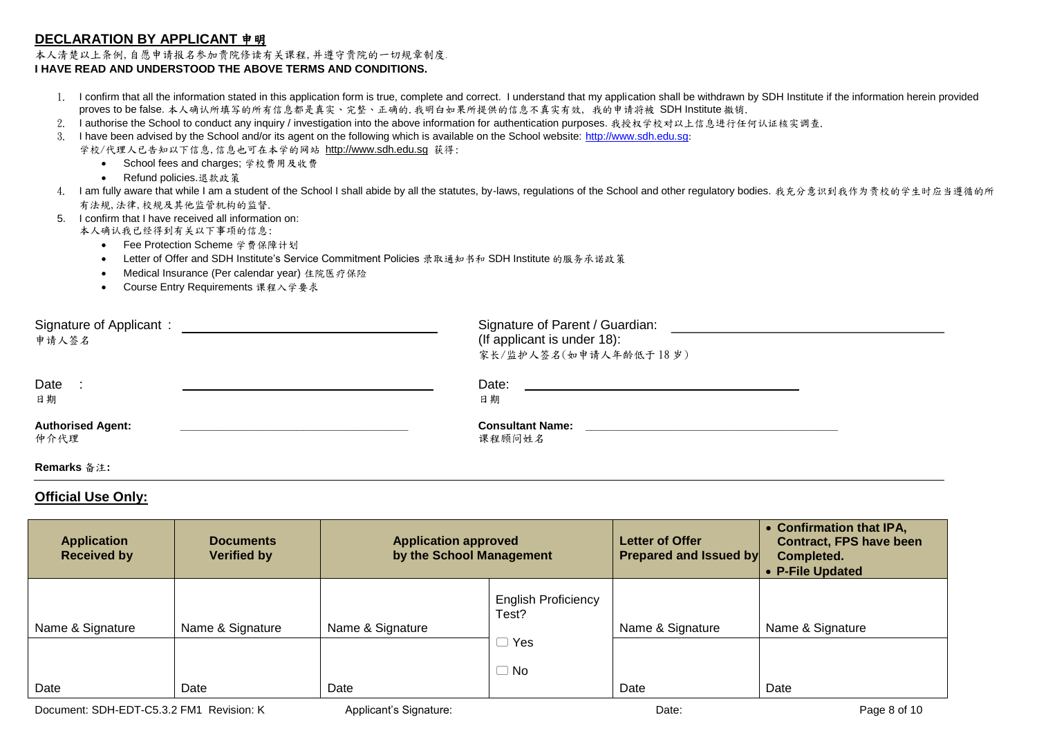## DECLARATION BY APPLICANT 申明

本人清楚以上条例，自愿申请报名参加贵院修读有关课程，并遵守贵院的一切规章制度.

**I HAVE READ AND UNDERSTOOD THE ABOVE TERMS AND CONDITIONS.**

1. I confirm that all the information stated in this application form is true, complete and correct. I understand that my application shall be withdrawn by SDH Institute if the information herein provided proves to be false. 本人确认所填写的所有信息都是真实、完整、正确的. 我明白如果所提供的信息不真实有效，我的申请将被 SDH Institute 撤销.
2. I authorise the School to conduct any inquiry / investigation into the above information for authentication purposes. 我授权学校对以上信息进行任何认证核实调查.
3. I have been advised by the School and/or its agent on the following which is available on the School website: http://www.sdh.edu.sg:
   学校/代理人已告知以下信息，信息也可在本学的网站 http://www.sdh.edu.sg 获得：
   - School fees and charges; 学校费用及收费
   - Refund policies.退款政策
4. I am fully aware that while I am a student of the School I shall abide by all the statutes, by-laws, regulations of the School and other regulatory bodies. 我充分意识到我作为贵校的学生时应当遵循的所有法规，法律，校规及其他监管机构的监督.
5. I confirm that I have received all information on:
   本人确认我已经得到有关以下事项的信息：
   - Fee Protection Scheme 学费保障计划
   - Letter of Offer and SDH Institute's Service Commitment Policies 录取通知书和 SDH Institute 的服务承诺政策
   - Medical Insurance (Per calendar year) 住院医疗保险
   - Course Entry Requirements 课程入学要求

Signature of Applicant：______________________
申请人签名

Signature of Parent / Guardian: ______________________
(If applicant is under 18):
家长/监护人签名(如申请人年龄低于 18 岁)

Date ：______________________
日期

Date: ______________________
日期

**Authorised Agent:** ______________________
仲介代理

**Consultant Name:** ______________________
课程顾问姓名

**Remarks** 备注**:**

## Official Use Only:

| Application Received by | Documents Verified by | Application approved by the School Management | | Letter of Offer Prepared and Issued by | • Confirmation that IPA, Contract, FPS have been Completed. • P-File Updated |
|---|---|---|---|---|---|
| Name & Signature | Name & Signature | Name & Signature | English Proficiency Test? ☐ Yes ☐ No | Name & Signature | Name & Signature |
| Date | Date | Date | | Date | Date |

Document: SDH-EDT-C5.3.2 FM1 Revision: K Applicant's Signature: Date: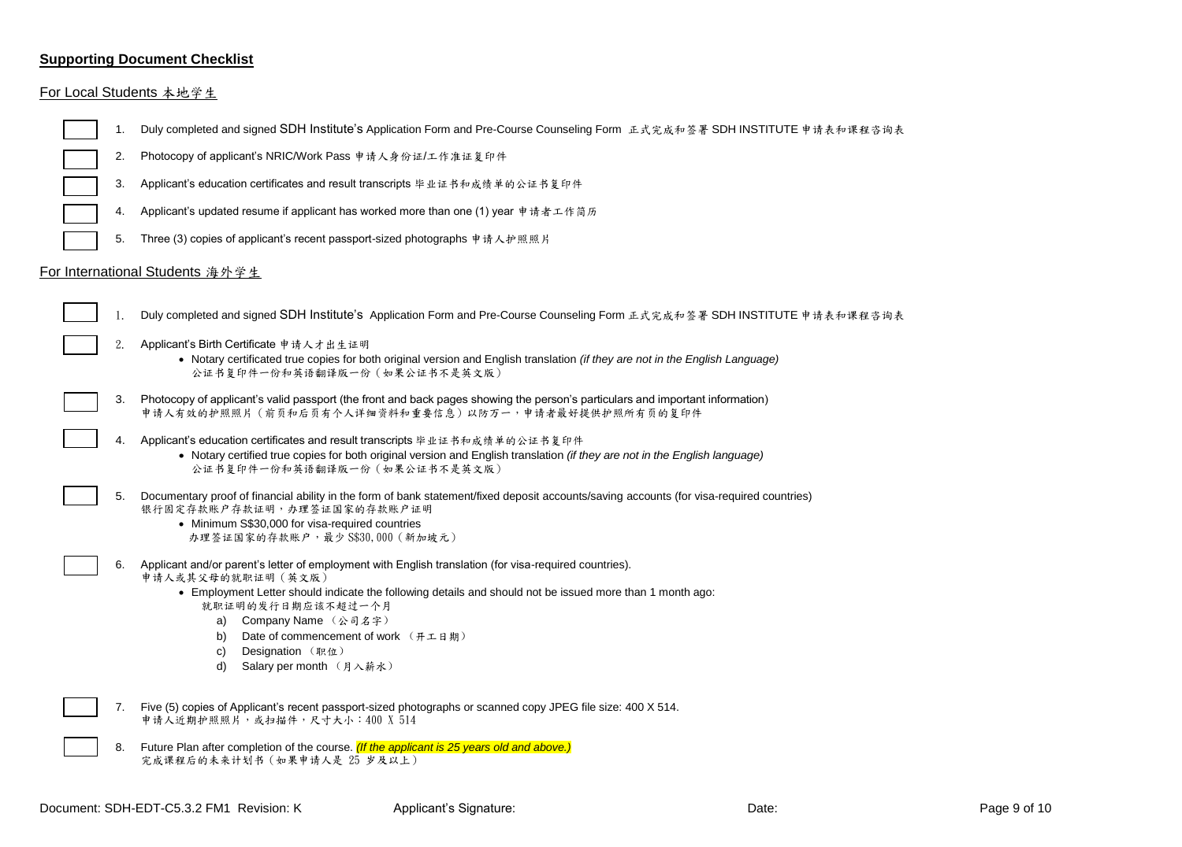**Supporting Document Checklist**

For Local Students 本地学生

- [ ] 1. Duly completed and signed SDH Institute's Application Form and Pre-Course Counseling Form 正式完成和签署 SDH INSTITUTE 申请表和课程咨询表
- [ ] 2. Photocopy of applicant's NRIC/Work Pass 申请人身份证/工作准证复印件
- [ ] 3. Applicant's education certificates and result transcripts 毕业证书和成绩单的公证书复印件
- [ ] 4. Applicant's updated resume if applicant has worked more than one (1) year 申请者工作简历
- [ ] 5. Three (3) copies of applicant's recent passport-sized photographs 申请人护照照片

For International Students 海外学生

- [ ] 1. Duly completed and signed SDH Institute's Application Form and Pre-Course Counseling Form 正式完成和签署 SDH INSTITUTE 申请表和课程咨询表
- [ ] 2. Applicant's Birth Certificate 申请人才出生证明
  - Notary certificated true copies for both original version and English translation *(if they are not in the English Language)*
    公证书复印件一份和英语翻译版一份（如果公证书不是英文版）
- [ ] 3. Photocopy of applicant's valid passport (the front and back pages showing the person's particulars and important information)
  申请人有效的护照照片（前页和后页有个人详细资料和重要信息）以防万一，申请者最好提供护照所有页的复印件
- [ ] 4. Applicant's education certificates and result transcripts 毕业证书和成绩单的公证书复印件
  - Notary certified true copies for both original version and English translation *(if they are not in the English language)*
    公证书复印件一份和英语翻译版一份（如果公证书不是英文版）
- [ ] 5. Documentary proof of financial ability in the form of bank statement/fixed deposit accounts/saving accounts (for visa-required countries)
  银行固定存款账户存款证明，办理签证国家的存款账户证明
  - Minimum S$30,000 for visa-required countries
    办理签证国家的存款账户，最少 S$30,000（新加坡元）
- [ ] 6. Applicant and/or parent's letter of employment with English translation (for visa-required countries).
  申请人或其父母的就职证明（英文版）
  - Employment Letter should indicate the following details and should not be issued more than 1 month ago:
    就职证明的发行日期应该不超过一个月
    a) Company Name （公司名字）
    b) Date of commencement of work （开工日期）
    c) Designation （职位）
    d) Salary per month （月入薪水）
- [ ] 7. Five (5) copies of Applicant's recent passport-sized photographs or scanned copy JPEG file size: 400 X 514.
  申请人近期护照照片，或扫描件，尺寸大小：400 X 514
- [ ] 8. Future Plan after completion of the course. *(If the applicant is 25 years old and above.)*
  完成课程后的未来计划书（如果申请人是 25 岁及以上）

Document: SDH-EDT-C5.3.2 FM1 Revision: K Applicant's Signature: Date: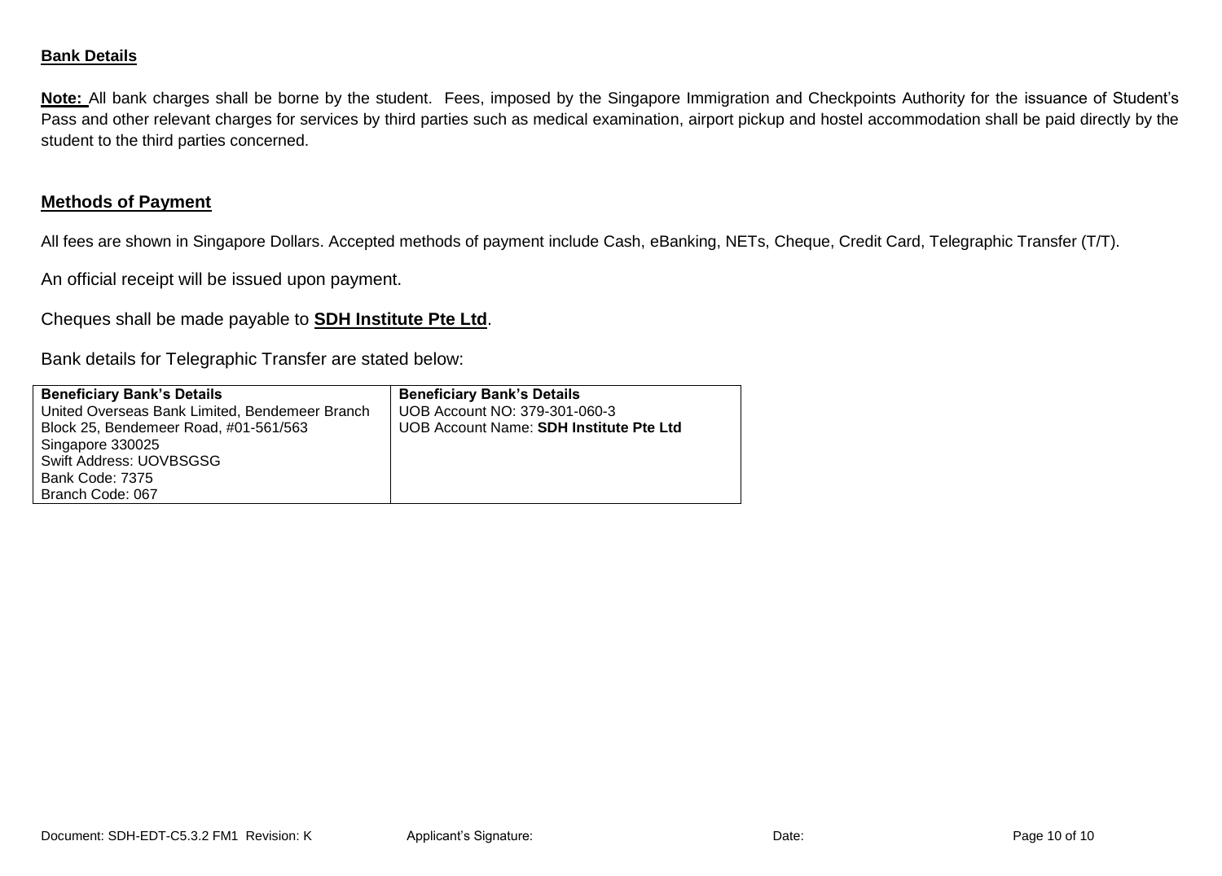**Bank Details**

**Note:** All bank charges shall be borne by the student. Fees, imposed by the Singapore Immigration and Checkpoints Authority for the issuance of Student's Pass and other relevant charges for services by third parties such as medical examination, airport pickup and hostel accommodation shall be paid directly by the student to the third parties concerned.

## Methods of Payment

All fees are shown in Singapore Dollars. Accepted methods of payment include Cash, eBanking, NETs, Cheque, Credit Card, Telegraphic Transfer (T/T).

An official receipt will be issued upon payment.

Cheques shall be made payable to **SDH Institute Pte Ltd**.

Bank details for Telegraphic Transfer are stated below:

| **Beneficiary Bank's Details** | **Beneficiary Bank's Details** |
|---|---|
| United Overseas Bank Limited, Bendemeer Branch<br>Block 25, Bendemeer Road, #01-561/563<br>Singapore 330025<br>Swift Address: UOVBSGSG<br>Bank Code: 7375<br>Branch Code: 067 | UOB Account NO: 379-301-060-3<br>UOB Account Name: **SDH Institute Pte Ltd** |

Document: SDH-EDT-C5.3.2 FM1 Revision: K Applicant's Signature: Date: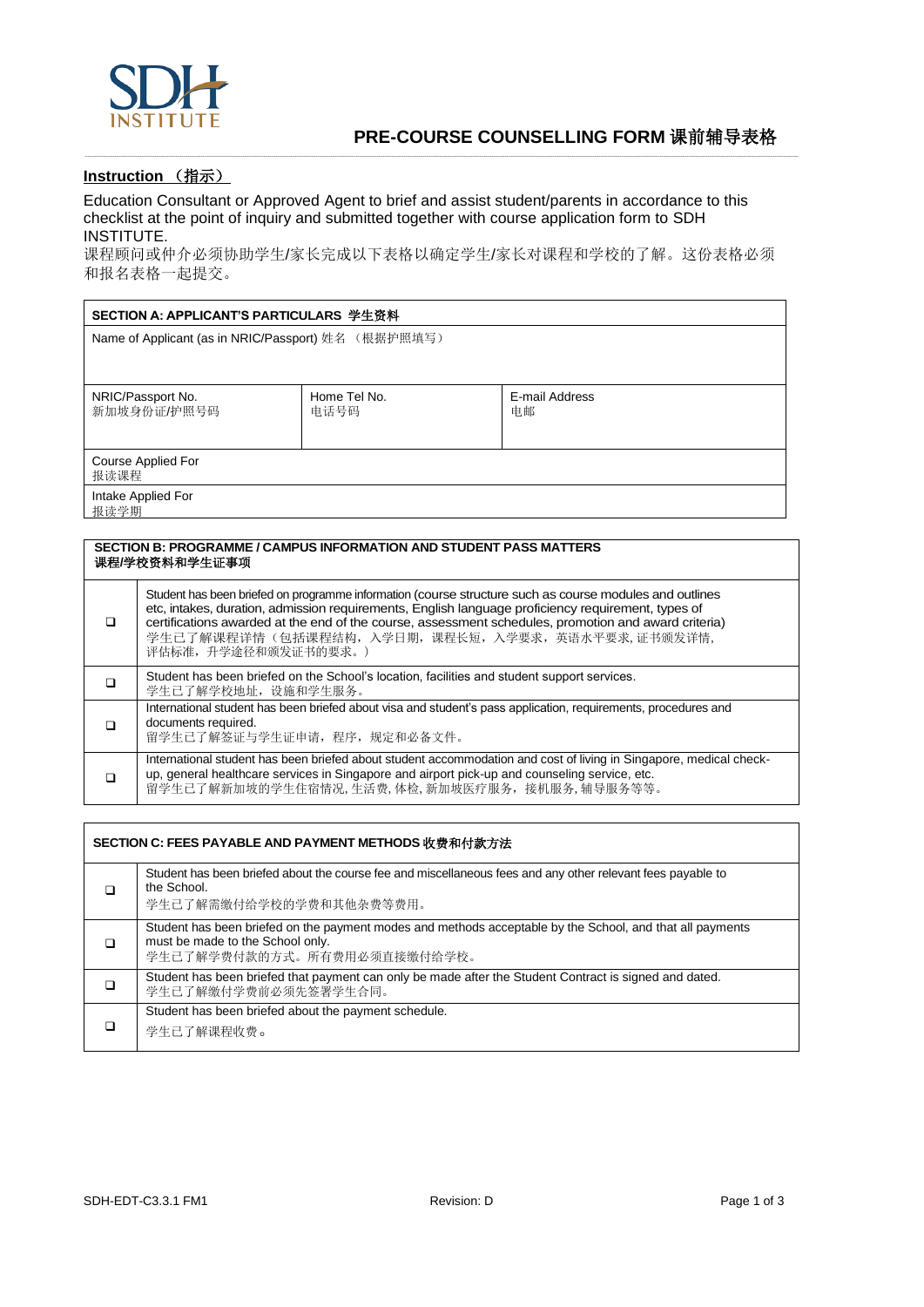SDH INSTITUTE

# PRE-COURSE COUNSELLING FORM 课前辅导表格

**Instruction （指示）**

Education Consultant or Approved Agent to brief and assist student/parents in accordance to this checklist at the point of inquiry and submitted together with course application form to SDH INSTITUTE.

课程顾问或仲介必须协助学生/家长完成以下表格以确定学生/家长对课程和学校的了解。这份表格必须和报名表格一起提交。

| **SECTION A: APPLICANT'S PARTICULARS 学生资料** | | |
|---|---|---|
| Name of Applicant (as in NRIC/Passport) 姓名 （根据护照填写） | | |
| NRIC/Passport No.<br>新加坡身份证/护照号码 | Home Tel No.<br>电话号码 | E-mail Address<br>电邮 |
| Course Applied For<br>报读课程 | | |
| Intake Applied For<br>报读学期 | | |

| **SECTION B: PROGRAMME / CAMPUS INFORMATION AND STUDENT PASS MATTERS**<br>**课程/学校资料和学生证事项** | |
|---|---|
| ❑ | Student has been briefed on programme information (course structure such as course modules and outlines etc, intakes, duration, admission requirements, English language proficiency requirement, types of certifications awarded at the end of the course, assessment schedules, promotion and award criteria)<br>学生已了解课程详情（包括课程结构，入学日期，课程长短，入学要求，英语水平要求, 证书颁发详情, 评估标准，升学途径和颁发证书的要求。） |
| ❑ | Student has been briefed on the School's location, facilities and student support services.<br>学生已了解学校地址，设施和学生服务。 |
| ❑ | International student has been briefed about visa and student's pass application, requirements, procedures and documents required.<br>留学生已了解签证与学生证申请，程序，规定和必备文件。 |
| ❑ | International student has been briefed about student accommodation and cost of living in Singapore, medical check-up, general healthcare services in Singapore and airport pick-up and counseling service, etc.<br>留学生已了解新加坡的学生住宿情况, 生活费, 体检, 新加坡医疗服务，接机服务, 辅导服务等等。 |

| **SECTION C: FEES PAYABLE AND PAYMENT METHODS 收费和付款方法** | |
|---|---|
| ❑ | Student has been briefed about the course fee and miscellaneous fees and any other relevant fees payable to the School.<br>学生已了解需缴付给学校的学费和其他杂费等费用。 |
| ❑ | Student has been briefed on the payment modes and methods acceptable by the School, and that all payments must be made to the School only.<br>学生已了解学费付款的方式。所有费用必须直接缴付给学校。 |
| ❑ | Student has been briefed that payment can only be made after the Student Contract is signed and dated.<br>学生已了解缴付学费前必须先签署学生合同。 |
| ❑ | Student has been briefed about the payment schedule.<br>学生已了解课程收费。 |

SDH-EDT-C3.3.1 FM1 Revision: D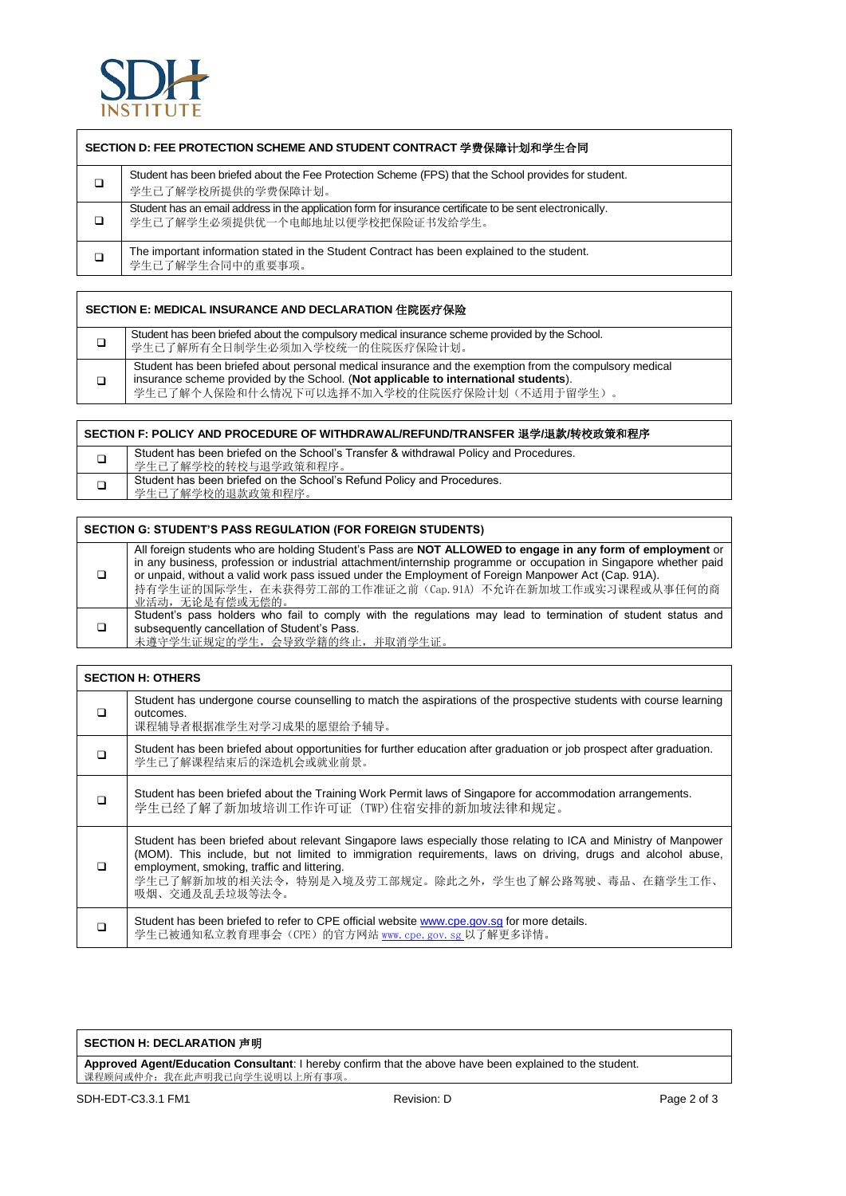SDH INSTITUTE

| SECTION D: FEE PROTECTION SCHEME AND STUDENT CONTRACT 学费保障计划和学生合同 | |
|---|---|
| ❑ | Student has been briefed about the Fee Protection Scheme (FPS) that the School provides for student.<br>学生已了解学校所提供的学费保障计划。 |
| ❑ | Student has an email address in the application form for insurance certificate to be sent electronically.<br>学生已了解学生必须提供优一个电邮地址以便学校把保险证书发给学生。 |
| ❑ | The important information stated in the Student Contract has been explained to the student.<br>学生已了解学生合同中的重要事项。 |

| SECTION E: MEDICAL INSURANCE AND DECLARATION 住院医疗保险 | |
|---|---|
| ❑ | Student has been briefed about the compulsory medical insurance scheme provided by the School.<br>学生已了解所有全日制学生必须加入学校统一的住院医疗保险计划。 |
| ❑ | Student has been briefed about personal medical insurance and the exemption from the compulsory medical insurance scheme provided by the School. (**Not applicable to international students**).<br>学生已了解个人保险和什么情况下可以选择不加入学校的住院医疗保险计划（不适用于留学生）。 |

| SECTION F: POLICY AND PROCEDURE OF WITHDRAWAL/REFUND/TRANSFER 退学/退款/转校政策和程序 | |
|---|---|
| ❑ | Student has been briefed on the School's Transfer & withdrawal Policy and Procedures.<br>学生已了解学校的转校与退学政策和程序。 |
| ❑ | Student has been briefed on the School's Refund Policy and Procedures.<br>学生已了解学校的退款政策和程序。 |

| SECTION G: STUDENT'S PASS REGULATION (FOR FOREIGN STUDENTS) | |
|---|---|
| ❑ | All foreign students who are holding Student's Pass are **NOT ALLOWED to engage in any form of employment** or in any business, profession or industrial attachment/internship programme or occupation in Singapore whether paid or unpaid, without a valid work pass issued under the Employment of Foreign Manpower Act (Cap. 91A).<br>持有学生证的国际学生，在未获得劳工部的工作准证之前（Cap. 91A）不允许在新加坡工作或实习课程或从事任何的商业活动，无论是有偿或无偿的。 |
| ❑ | Student's pass holders who fail to comply with the regulations may lead to termination of student status and subsequently cancellation of Student's Pass.<br>未遵守学生证规定的学生，会导致学籍的终止，并取消学生证。 |

| SECTION H: OTHERS | |
|---|---|
| ❑ | Student has undergone course counselling to match the aspirations of the prospective students with course learning outcomes.<br>课程辅导者根据准学生对学习成果的愿望给予辅导。 |
| ❑ | Student has been briefed about opportunities for further education after graduation or job prospect after graduation.<br>学生已了解课程结束后的深造机会或就业前景。 |
| ❑ | Student has been briefed about the Training Work Permit laws of Singapore for accommodation arrangements.<br>学生已经了解了新加坡培训工作许可证（TWP)住宿安排的新加坡法律和规定。 |
| ❑ | Student has been briefed about relevant Singapore laws especially those relating to ICA and Ministry of Manpower (MOM). This include, but not limited to immigration requirements, laws on driving, drugs and alcohol abuse, employment, smoking, traffic and littering.<br>学生已了解新加坡的相关法令，特别是入境及劳工部规定。除此之外，学生也了解公路驾驶、毒品、在籍学生工作、吸烟、交通及乱丢垃圾等法令。 |
| ❑ | Student has been briefed to refer to CPE official website www.cpe.gov.sg for more details.<br>学生已被通知私立教育理事会（CPE）的官方网站 www.cpe.gov.sg 以了解更多详情。 |

| SECTION H: DECLARATION 声明 |
|---|
| **Approved Agent/Education Consultant**: I hereby confirm that the above have been explained to the student.<br>课程顾问或仲介：我在此声明我已向学生说明以上所有事项。 |

SDH-EDT-C3.3.1 FM1 Revision: D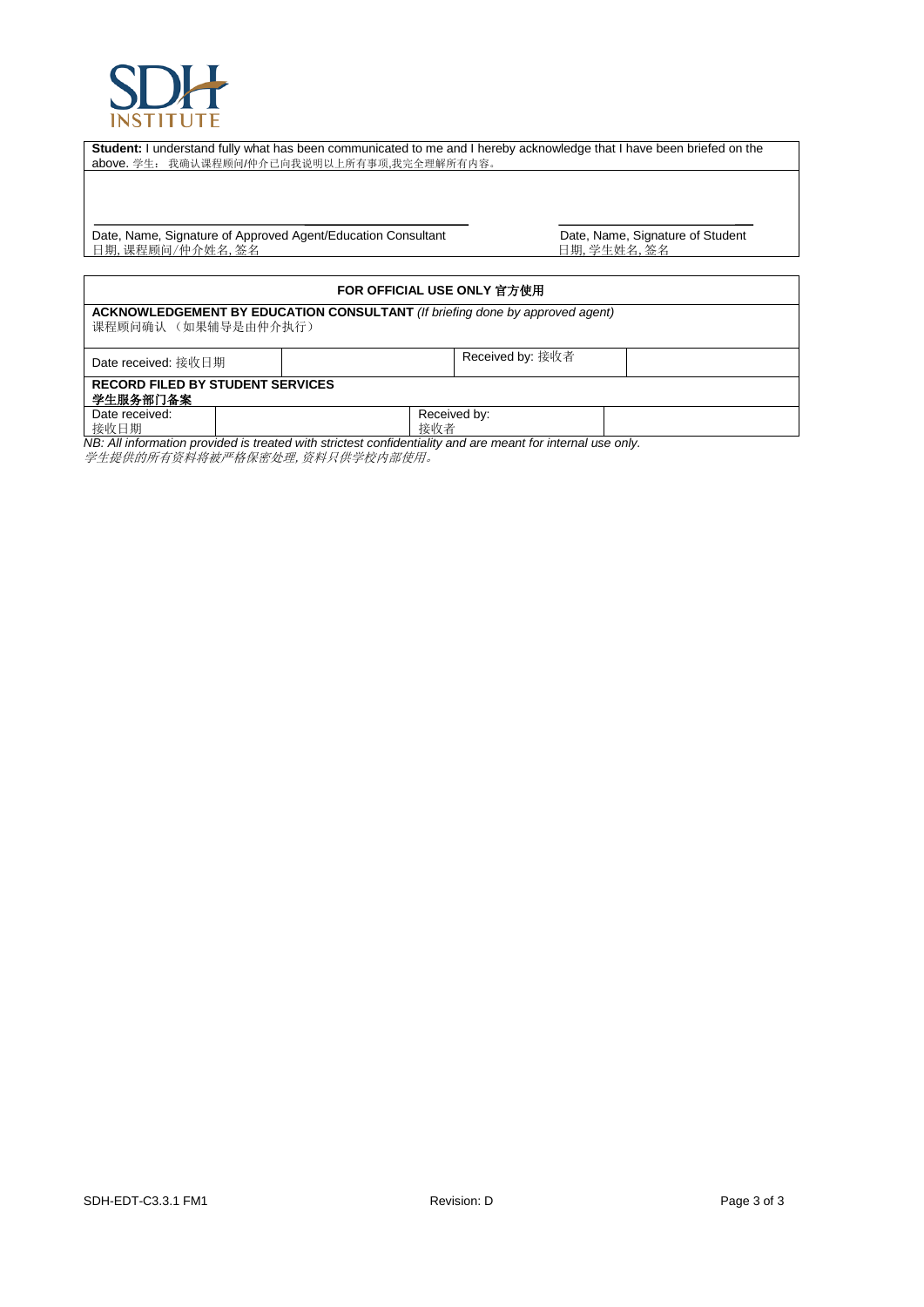**Student:** I understand fully what has been communicated to me and I hereby acknowledge that I have been briefed on the above. 学生：我确认课程顾问/仲介已向我说明以上所有事项,我完全理解所有内容。

Date, Name, Signature of Approved Agent/Education Consultant
日期, 课程顾问/仲介姓名, 签名

Date, Name, Signature of Student
日期, 学生姓名, 签名

| FOR OFFICIAL USE ONLY 官方使用 | | | |
|---|---|---|---|
| **ACKNOWLEDGEMENT BY EDUCATION CONSULTANT** *(If briefing done by approved agent)* 课程顾问确认（如果辅导是由仲介执行） | | | |
| Date received: 接收日期 | | Received by: 接收者 | |
| **RECORD FILED BY STUDENT SERVICES 学生服务部门备案** | | | |
| Date received: 接收日期 | | Received by: 接收者 | |

*NB: All information provided is treated with strictest confidentiality and are meant for internal use only.*
*学生提供的所有资料将被严格保密处理,资料只供学校内部使用。*

SDH-EDT-C3.3.1 FM1 Revision: D